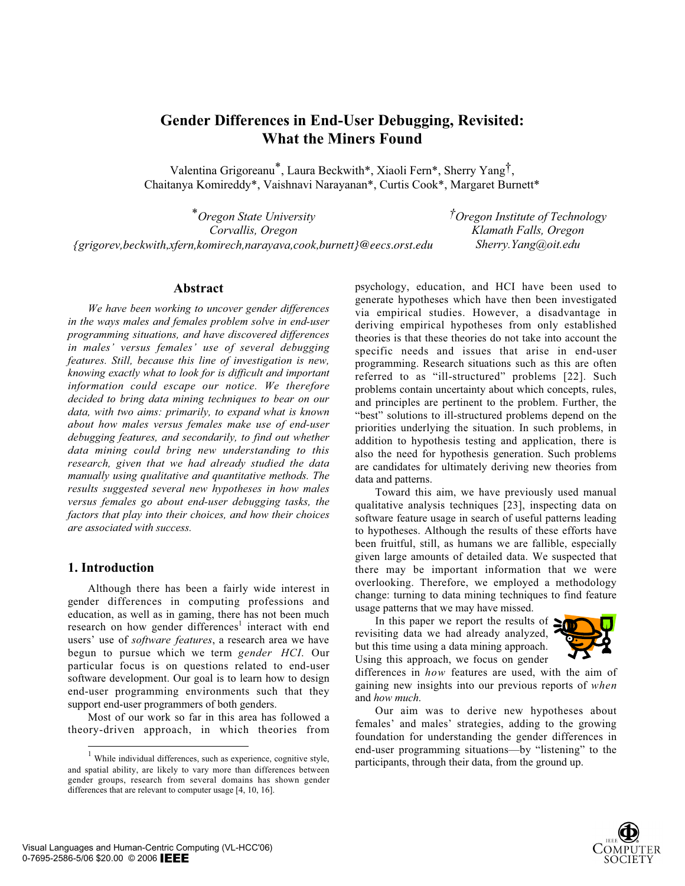# Gender Differences in End-User Debugging, Revisited: What the Miners Found

Valentina Grigoreanu*, Laura Beckwith*, Xiaoli Fern*, Sherry Yang†, Chaitanya Komireddy*, Vaishnavi Narayanan*, Curtis Cook*, Margaret Burnett*

*Oregon State University
Corvallis, Oregon
{grigorev,beckwith,xfern,komirech,narayava,cook,burnett}@eecs.orst.edu

†Oregon Institute of Technology
Klamath Falls, Oregon
Sherry.Yang@oit.edu

## Abstract

*We have been working to uncover gender differences in the ways males and females problem solve in end-user programming situations, and have discovered differences in males' versus females' use of several debugging features. Still, because this line of investigation is new, knowing exactly what to look for is difficult and important information could escape our notice. We therefore decided to bring data mining techniques to bear on our data, with two aims: primarily, to expand what is known about how males versus females make use of end-user debugging features, and secondarily, to find out whether data mining could bring new understanding to this research, given that we had already studied the data manually using qualitative and quantitative methods. The results suggested several new hypotheses in how males versus females go about end-user debugging tasks, the factors that play into their choices, and how their choices are associated with success.*

## 1. Introduction

Although there has been a fairly wide interest in gender differences in computing professions and education, as well as in gaming, there has not been much research on how gender differences[1] interact with end users' use of *software features*, a research area we have begun to pursue which we term *gender HCI*. Our particular focus is on questions related to end-user software development. Our goal is to learn how to design end-user programming environments such that they support end-user programmers of both genders.

Most of our work so far in this area has followed a theory-driven approach, in which theories from psychology, education, and HCI have been used to generate hypotheses which have then been investigated via empirical studies. However, a disadvantage in deriving empirical hypotheses from only established theories is that these theories do not take into account the specific needs and issues that arise in end-user programming. Research situations such as this are often referred to as "ill-structured" problems [22]. Such problems contain uncertainty about which concepts, rules, and principles are pertinent to the problem. Further, the "best" solutions to ill-structured problems depend on the priorities underlying the situation. In such problems, in addition to hypothesis testing and application, there is also the need for hypothesis generation. Such problems are candidates for ultimately deriving new theories from data and patterns.

Toward this aim, we have previously used manual qualitative analysis techniques [23], inspecting data on software feature usage in search of useful patterns leading to hypotheses. Although the results of these efforts have been fruitful, still, as humans we are fallible, especially given large amounts of detailed data. We suspected that there may be important information that we were overlooking. Therefore, we employed a methodology change: turning to data mining techniques to find feature usage patterns that we may have missed.

In this paper we report the results of revisiting data we had already analyzed, but this time using a data mining approach. Using this approach, we focus on gender differences in *how* features are used, with the aim of gaining new insights into our previous reports of *when* and *how much*.

Our aim was to derive new hypotheses about females' and males' strategies, adding to the growing foundation for understanding the gender differences in end-user programming situations—by "listening" to the participants, through their data, from the ground up.

[1] While individual differences, such as experience, cognitive style, and spatial ability, are likely to vary more than differences between gender groups, research from several domains has shown gender differences that are relevant to computer usage [4, 10, 16].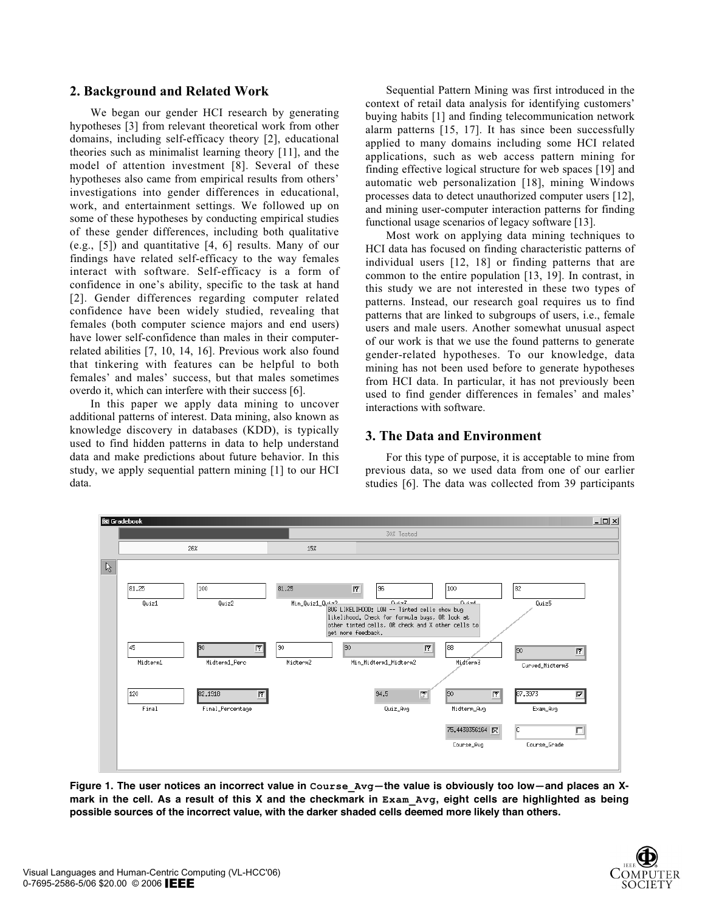## 2. Background and Related Work

We began our gender HCI research by generating hypotheses [3] from relevant theoretical work from other domains, including self-efficacy theory [2], educational theories such as minimalist learning theory [11], and the model of attention investment [8]. Several of these hypotheses also came from empirical results from others' investigations into gender differences in educational, work, and entertainment settings. We followed up on some of these hypotheses by conducting empirical studies of these gender differences, including both qualitative (e.g., [5]) and quantitative [4, 6] results. Many of our findings have related self-efficacy to the way females interact with software. Self-efficacy is a form of confidence in one's ability, specific to the task at hand [2]. Gender differences regarding computer related confidence have been widely studied, revealing that females (both computer science majors and end users) have lower self-confidence than males in their computer-related abilities [7, 10, 14, 16]. Previous work also found that tinkering with features can be helpful to both females' and males' success, but that males sometimes overdo it, which can interfere with their success [6].

In this paper we apply data mining to uncover additional patterns of interest. Data mining, also known as knowledge discovery in databases (KDD), is typically used to find hidden patterns in data to help understand data and make predictions about future behavior. In this study, we apply sequential pattern mining [1] to our HCI data.

Sequential Pattern Mining was first introduced in the context of retail data analysis for identifying customers' buying habits [1] and finding telecommunication network alarm patterns [15, 17]. It has since been successfully applied to many domains including some HCI related applications, such as web access pattern mining for finding effective logical structure for web spaces [19] and automatic web personalization [18], mining Windows processes data to detect unauthorized computer users [12], and mining user-computer interaction patterns for finding functional usage scenarios of legacy software [13].

Most work on applying data mining techniques to HCI data has focused on finding characteristic patterns of individual users [12, 18] or finding patterns that are common to the entire population [13, 19]. In contrast, in this study we are not interested in these two types of patterns. Instead, our research goal requires us to find patterns that are linked to subgroups of users, i.e., female users and male users. Another somewhat unusual aspect of our work is that we use the found patterns to generate gender-related hypotheses. To our knowledge, data mining has not been used before to generate hypotheses from HCI data. In particular, it has not previously been used to find gender differences in females' and males' interactions with software.

## 3. The Data and Environment

For this type of purpose, it is acceptable to mine from previous data, so we used data from one of our earlier studies [6]. The data was collected from 39 participants

**Figure 1. The user notices an incorrect value in `Course_Avg`—the value is obviously too low—and places an X-mark in the cell. As a result of this X and the checkmark in `Exam_Avg`, eight cells are highlighted as being possible sources of the incorrect value, with the darker shaded cells deemed more likely than others.**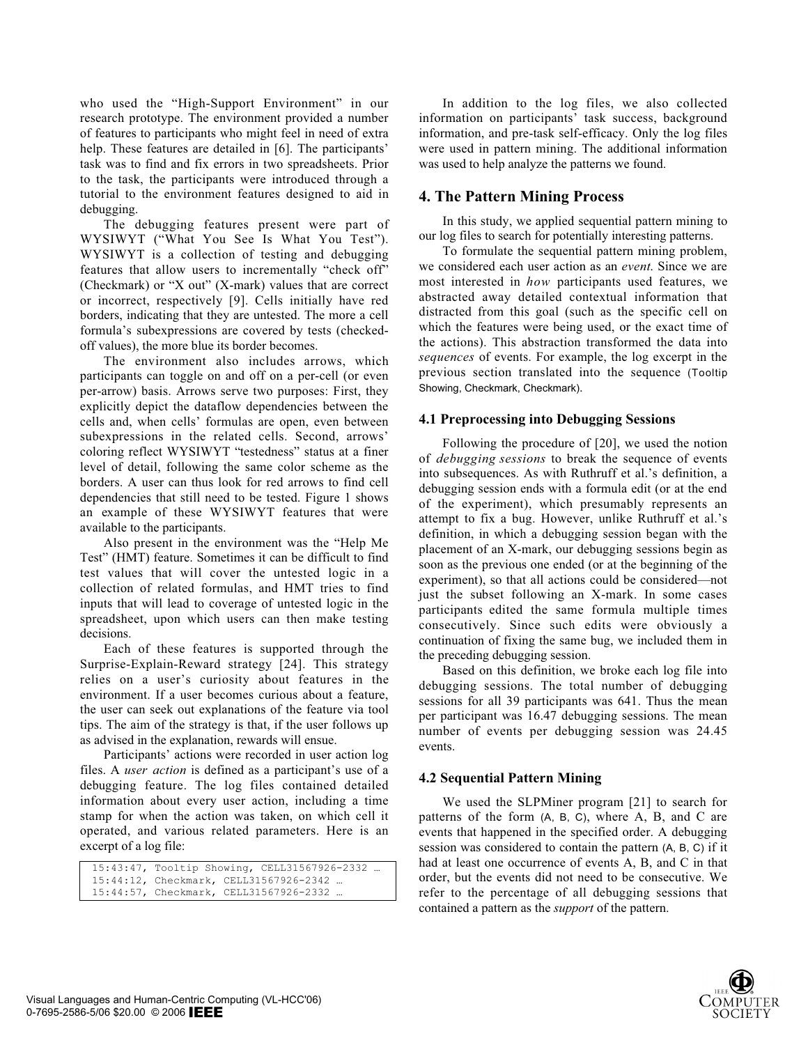who used the "High-Support Environment" in our research prototype. The environment provided a number of features to participants who might feel in need of extra help. These features are detailed in [6]. The participants' task was to find and fix errors in two spreadsheets. Prior to the task, the participants were introduced through a tutorial to the environment features designed to aid in debugging.

The debugging features present were part of WYSIWYT ("What You See Is What You Test"). WYSIWYT is a collection of testing and debugging features that allow users to incrementally "check off" (Checkmark) or "X out" (X-mark) values that are correct or incorrect, respectively [9]. Cells initially have red borders, indicating that they are untested. The more a cell formula's subexpressions are covered by tests (checked-off values), the more blue its border becomes.

The environment also includes arrows, which participants can toggle on and off on a per-cell (or even per-arrow) basis. Arrows serve two purposes: First, they explicitly depict the dataflow dependencies between the cells and, when cells' formulas are open, even between subexpressions in the related cells. Second, arrows' coloring reflect WYSIWYT "testedness" status at a finer level of detail, following the same color scheme as the borders. A user can thus look for red arrows to find cell dependencies that still need to be tested. Figure 1 shows an example of these WYSIWYT features that were available to the participants.

Also present in the environment was the "Help Me Test" (HMT) feature. Sometimes it can be difficult to find test values that will cover the untested logic in a collection of related formulas, and HMT tries to find inputs that will lead to coverage of untested logic in the spreadsheet, upon which users can then make testing decisions.

Each of these features is supported through the Surprise-Explain-Reward strategy [24]. This strategy relies on a user's curiosity about features in the environment. If a user becomes curious about a feature, the user can seek out explanations of the feature via tool tips. The aim of the strategy is that, if the user follows up as advised in the explanation, rewards will ensue.

Participants' actions were recorded in user action log files. A *user action* is defined as a participant's use of a debugging feature. The log files contained detailed information about every user action, including a time stamp for when the action was taken, on which cell it operated, and various related parameters. Here is an excerpt of a log file:

```
15:43:47, Tooltip Showing, CELL31567926-2332 …
15:44:12, Checkmark, CELL31567926-2342 …
15:44:57, Checkmark, CELL31567926-2332 …
```

In addition to the log files, we also collected information on participants' task success, background information, and pre-task self-efficacy. Only the log files were used in pattern mining. The additional information was used to help analyze the patterns we found.

## 4. The Pattern Mining Process

In this study, we applied sequential pattern mining to our log files to search for potentially interesting patterns.

To formulate the sequential pattern mining problem, we considered each user action as an *event*. Since we are most interested in *how* participants used features, we abstracted away detailed contextual information that distracted from this goal (such as the specific cell on which the features were being used, or the exact time of the actions). This abstraction transformed the data into *sequences* of events. For example, the log excerpt in the previous section translated into the sequence (Tooltip Showing, Checkmark, Checkmark).

### 4.1 Preprocessing into Debugging Sessions

Following the procedure of [20], we used the notion of *debugging sessions* to break the sequence of events into subsequences. As with Ruthruff et al.'s definition, a debugging session ends with a formula edit (or at the end of the experiment), which presumably represents an attempt to fix a bug. However, unlike Ruthruff et al.'s definition, in which a debugging session began with the placement of an X-mark, our debugging sessions begin as soon as the previous one ended (or at the beginning of the experiment), so that all actions could be considered—not just the subset following an X-mark. In some cases participants edited the same formula multiple times consecutively. Since such edits were obviously a continuation of fixing the same bug, we included them in the preceding debugging session.

Based on this definition, we broke each log file into debugging sessions. The total number of debugging sessions for all 39 participants was 641. Thus the mean per participant was 16.47 debugging sessions. The mean number of events per debugging session was 24.45 events.

### 4.2 Sequential Pattern Mining

We used the SLPMiner program [21] to search for patterns of the form (A, B, C), where A, B, and C are events that happened in the specified order. A debugging session was considered to contain the pattern (A, B, C) if it had at least one occurrence of events A, B, and C in that order, but the events did not need to be consecutive. We refer to the percentage of all debugging sessions that contained a pattern as the *support* of the pattern.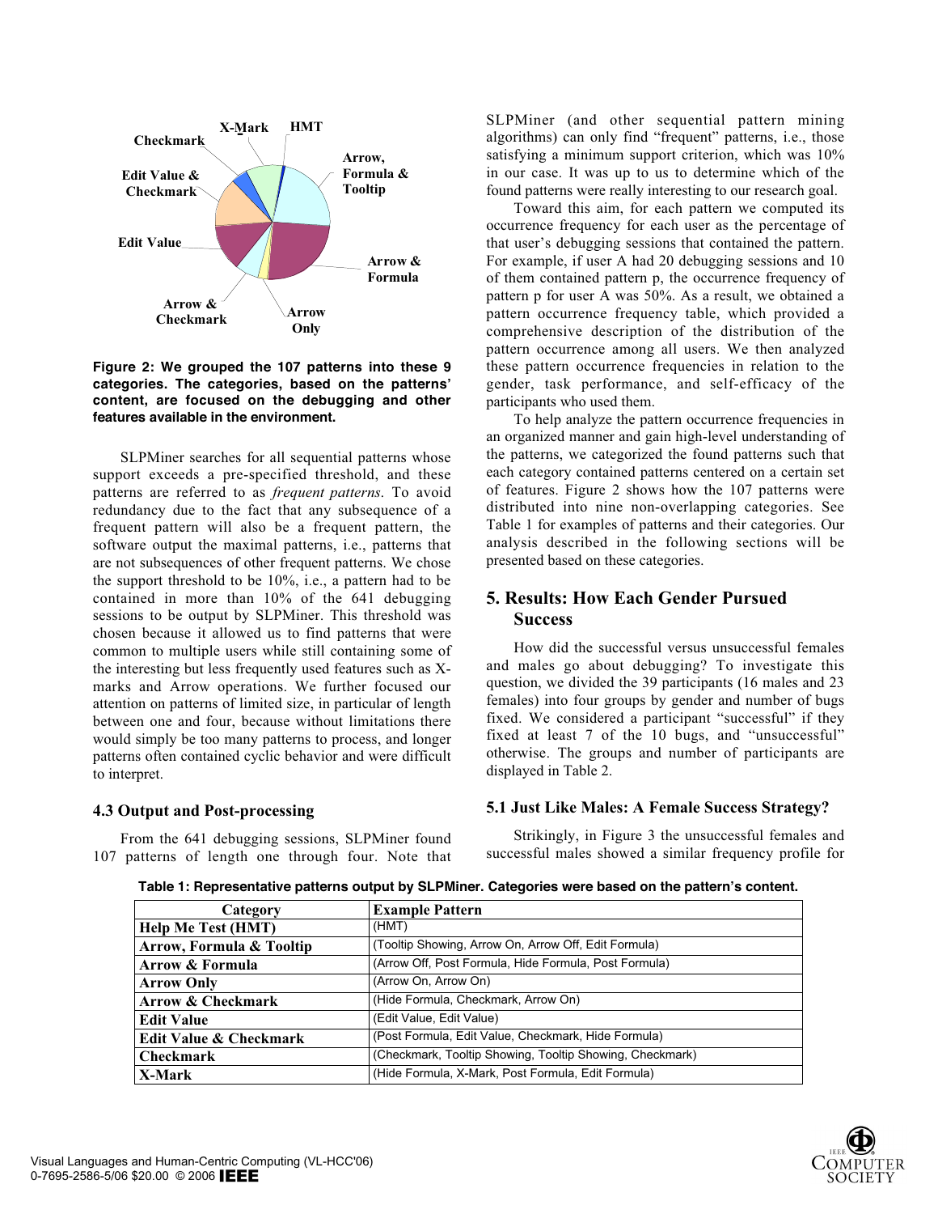Figure 2: We grouped the 107 patterns into these 9 categories. The categories, based on the patterns' content, are focused on the debugging and other features available in the environment.

SLPMiner searches for all sequential patterns whose support exceeds a pre-specified threshold, and these patterns are referred to as *frequent patterns*. To avoid redundancy due to the fact that any subsequence of a frequent pattern will also be a frequent pattern, the software output the maximal patterns, i.e., patterns that are not subsequences of other frequent patterns. We chose the support threshold to be 10%, i.e., a pattern had to be contained in more than 10% of the 641 debugging sessions to be output by SLPMiner. This threshold was chosen because it allowed us to find patterns that were common to multiple users while still containing some of the interesting but less frequently used features such as X-marks and Arrow operations. We further focused our attention on patterns of limited size, in particular of length between one and four, because without limitations there would simply be too many patterns to process, and longer patterns often contained cyclic behavior and were difficult to interpret.

### 4.3 Output and Post-processing

From the 641 debugging sessions, SLPMiner found 107 patterns of length one through four. Note that SLPMiner (and other sequential pattern mining algorithms) can only find "frequent" patterns, i.e., those satisfying a minimum support criterion, which was 10% in our case. It was up to us to determine which of the found patterns were really interesting to our research goal.

Toward this aim, for each pattern we computed its occurrence frequency for each user as the percentage of that user's debugging sessions that contained the pattern. For example, if user A had 20 debugging sessions and 10 of them contained pattern p, the occurrence frequency of pattern p for user A was 50%. As a result, we obtained a pattern occurrence frequency table, which provided a comprehensive description of the distribution of the pattern occurrence among all users. We then analyzed these pattern occurrence frequencies in relation to the gender, task performance, and self-efficacy of the participants who used them.

To help analyze the pattern occurrence frequencies in an organized manner and gain high-level understanding of the patterns, we categorized the found patterns such that each category contained patterns centered on a certain set of features. Figure 2 shows how the 107 patterns were distributed into nine non-overlapping categories. See Table 1 for examples of patterns and their categories. Our analysis described in the following sections will be presented based on these categories.

## 5. Results: How Each Gender Pursued Success

How did the successful versus unsuccessful females and males go about debugging? To investigate this question, we divided the 39 participants (16 males and 23 females) into four groups by gender and number of bugs fixed. We considered a participant "successful" if they fixed at least 7 of the 10 bugs, and "unsuccessful" otherwise. The groups and number of participants are displayed in Table 2.

### 5.1 Just Like Males: A Female Success Strategy?

Strikingly, in Figure 3 the unsuccessful females and successful males showed a similar frequency profile for

**Table 1: Representative patterns output by SLPMiner. Categories were based on the pattern's content.**

| Category | Example Pattern |
|---|---|
| **Help Me Test (HMT)** | (HMT) |
| **Arrow, Formula & Tooltip** | (Tooltip Showing, Arrow On, Arrow Off, Edit Formula) |
| **Arrow & Formula** | (Arrow Off, Post Formula, Hide Formula, Post Formula) |
| **Arrow Only** | (Arrow On, Arrow On) |
| **Arrow & Checkmark** | (Hide Formula, Checkmark, Arrow On) |
| **Edit Value** | (Edit Value, Edit Value) |
| **Edit Value & Checkmark** | (Post Formula, Edit Value, Checkmark, Hide Formula) |
| **Checkmark** | (Checkmark, Tooltip Showing, Tooltip Showing, Checkmark) |
| **X-Mark** | (Hide Formula, X-Mark, Post Formula, Edit Formula) |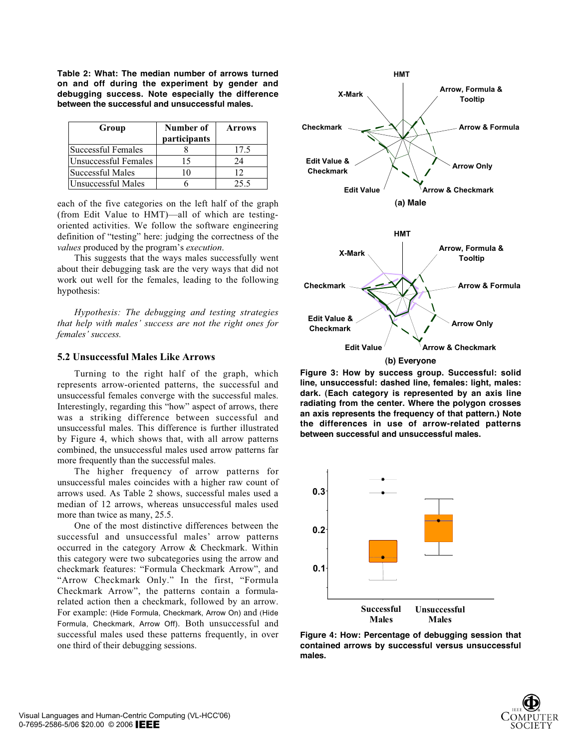**Table 2: What: The median number of arrows turned on and off during the experiment by gender and debugging success. Note especially the difference between the successful and unsuccessful males.**

| Group | Number of participants | Arrows |
|---|---|---|
| Successful Females | 8 | 17.5 |
| Unsuccessful Females | 15 | 24 |
| Successful Males | 10 | 12 |
| Unsuccessful Males | 6 | 25.5 |

each of the five categories on the left half of the graph (from Edit Value to HMT)—all of which are testing-oriented activities. We follow the software engineering definition of "testing" here: judging the correctness of the *values* produced by the program's *execution*.

This suggests that the ways males successfully went about their debugging task are the very ways that did not work out well for the females, leading to the following hypothesis:

*Hypothesis: The debugging and testing strategies that help with males' success are not the right ones for females' success.*

### 5.2 Unsuccessful Males Like Arrows

Turning to the right half of the graph, which represents arrow-oriented patterns, the successful and unsuccessful females converge with the successful males. Interestingly, regarding this "how" aspect of arrows, there was a striking difference between successful and unsuccessful males. This difference is further illustrated by Figure 4, which shows that, with all arrow patterns combined, the unsuccessful males used arrow patterns far more frequently than the successful males.

The higher frequency of arrow patterns for unsuccessful males coincides with a higher raw count of arrows used. As Table 2 shows, successful males used a median of 12 arrows, whereas unsuccessful males used more than twice as many, 25.5.

One of the most distinctive differences between the successful and unsuccessful males' arrow patterns occurred in the category Arrow & Checkmark. Within this category were two subcategories using the arrow and checkmark features: "Formula Checkmark Arrow", and "Arrow Checkmark Only." In the first, "Formula Checkmark Arrow", the patterns contain a formula-related action then a checkmark, followed by an arrow. For example: (Hide Formula, Checkmark, Arrow On) and (Hide Formula, Checkmark, Arrow Off). Both unsuccessful and successful males used these patterns frequently, in over one third of their debugging sessions.

(a) Male

(b) Everyone

**Figure 3: How by success group. Successful: solid line, unsuccessful: dashed line, females: light, males: dark. (Each category is represented by an axis line radiating from the center. Where the polygon crosses an axis represents the frequency of that pattern.) Note the differences in use of arrow-related patterns between successful and unsuccessful males.**

**Figure 4: How: Percentage of debugging session that contained arrows by successful versus unsuccessful males.**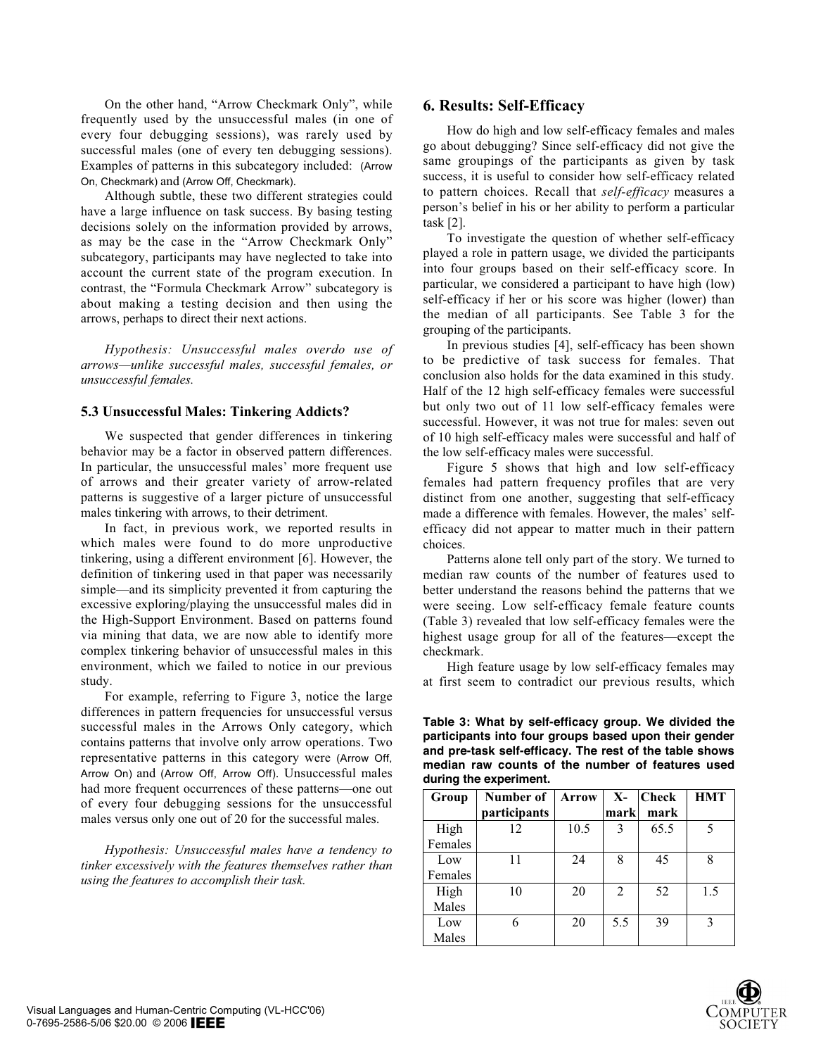On the other hand, "Arrow Checkmark Only", while frequently used by the unsuccessful males (in one of every four debugging sessions), was rarely used by successful males (one of every ten debugging sessions). Examples of patterns in this subcategory included: (Arrow On, Checkmark) and (Arrow Off, Checkmark).

Although subtle, these two different strategies could have a large influence on task success. By basing testing decisions solely on the information provided by arrows, as may be the case in the "Arrow Checkmark Only" subcategory, participants may have neglected to take into account the current state of the program execution. In contrast, the "Formula Checkmark Arrow" subcategory is about making a testing decision and then using the arrows, perhaps to direct their next actions.

*Hypothesis: Unsuccessful males overdo use of arrows—unlike successful males, successful females, or unsuccessful females.*

### 5.3 Unsuccessful Males: Tinkering Addicts?

We suspected that gender differences in tinkering behavior may be a factor in observed pattern differences. In particular, the unsuccessful males' more frequent use of arrows and their greater variety of arrow-related patterns is suggestive of a larger picture of unsuccessful males tinkering with arrows, to their detriment.

In fact, in previous work, we reported results in which males were found to do more unproductive tinkering, using a different environment [6]. However, the definition of tinkering used in that paper was necessarily simple—and its simplicity prevented it from capturing the excessive exploring/playing the unsuccessful males did in the High-Support Environment. Based on patterns found via mining that data, we are now able to identify more complex tinkering behavior of unsuccessful males in this environment, which we failed to notice in our previous study.

For example, referring to Figure 3, notice the large differences in pattern frequencies for unsuccessful versus successful males in the Arrows Only category, which contains patterns that involve only arrow operations. Two representative patterns in this category were (Arrow Off, Arrow On) and (Arrow Off, Arrow Off). Unsuccessful males had more frequent occurrences of these patterns—one out of every four debugging sessions for the unsuccessful males versus only one out of 20 for the successful males.

*Hypothesis: Unsuccessful males have a tendency to tinker excessively with the features themselves rather than using the features to accomplish their task.*

## 6. Results: Self-Efficacy

How do high and low self-efficacy females and males go about debugging? Since self-efficacy did not give the same groupings of the participants as given by task success, it is useful to consider how self-efficacy related to pattern choices. Recall that *self-efficacy* measures a person's belief in his or her ability to perform a particular task [2].

To investigate the question of whether self-efficacy played a role in pattern usage, we divided the participants into four groups based on their self-efficacy score. In particular, we considered a participant to have high (low) self-efficacy if her or his score was higher (lower) than the median of all participants. See Table 3 for the grouping of the participants.

In previous studies [4], self-efficacy has been shown to be predictive of task success for females. That conclusion also holds for the data examined in this study. Half of the 12 high self-efficacy females were successful but only two out of 11 low self-efficacy females were successful. However, it was not true for males: seven out of 10 high self-efficacy males were successful and half of the low self-efficacy males were successful.

Figure 5 shows that high and low self-efficacy females had pattern frequency profiles that are very distinct from one another, suggesting that self-efficacy made a difference with females. However, the males' self-efficacy did not appear to matter much in their pattern choices.

Patterns alone tell only part of the story. We turned to median raw counts of the number of features used to better understand the reasons behind the patterns that we were seeing. Low self-efficacy female feature counts (Table 3) revealed that low self-efficacy females were the highest usage group for all of the features—except the checkmark.

High feature usage by low self-efficacy females may at first seem to contradict our previous results, which

**Table 3: What by self-efficacy group. We divided the participants into four groups based upon their gender and pre-task self-efficacy. The rest of the table shows median raw counts of the number of features used during the experiment.**

| Group | Number of participants | Arrow | X-mark | Check mark | HMT |
|---|---|---|---|---|---|
| High Females | 12 | 10.5 | 3 | 65.5 | 5 |
| Low Females | 11 | 24 | 8 | 45 | 8 |
| High Males | 10 | 20 | 2 | 52 | 1.5 |
| Low Males | 6 | 20 | 5.5 | 39 | 3 |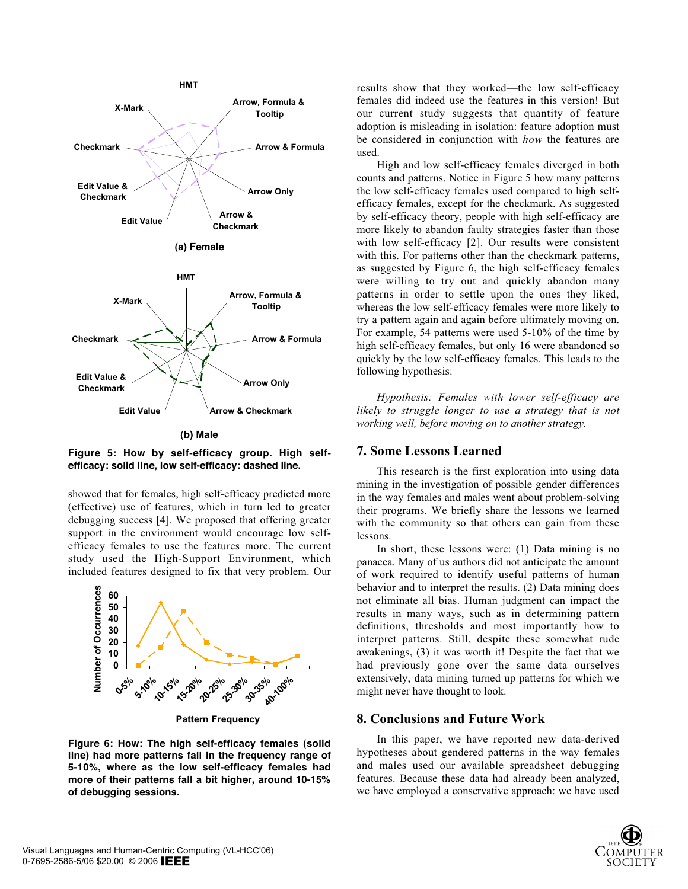Figure 5: How by self-efficacy group. High self-efficacy: solid line, low self-efficacy: dashed line.

showed that for females, high self-efficacy predicted more (effective) use of features, which in turn led to greater debugging success [4]. We proposed that offering greater support in the environment would encourage low self-efficacy females to use the features more. The current study used the High-Support Environment, which included features designed to fix that very problem. Our results show that they worked—the low self-efficacy females did indeed use the features in this version! But our current study suggests that quantity of feature adoption is misleading in isolation: feature adoption must be considered in conjunction with *how* the features are used.

Figure 6: How: The high self-efficacy females (solid line) had more patterns fall in the frequency range of 5-10%, where as the low self-efficacy females had more of their patterns fall a bit higher, around 10-15% of debugging sessions.

High and low self-efficacy females diverged in both counts and patterns. Notice in Figure 5 how many patterns the low self-efficacy females used compared to high self-efficacy females, except for the checkmark. As suggested by self-efficacy theory, people with high self-efficacy are more likely to abandon faulty strategies faster than those with low self-efficacy [2]. Our results were consistent with this. For patterns other than the checkmark patterns, as suggested by Figure 6, the high self-efficacy females were willing to try out and quickly abandon many patterns in order to settle upon the ones they liked, whereas the low self-efficacy females were more likely to try a pattern again and again before ultimately moving on. For example, 54 patterns were used 5-10% of the time by high self-efficacy females, but only 16 were abandoned so quickly by the low self-efficacy females. This leads to the following hypothesis:

*Hypothesis: Females with lower self-efficacy are likely to struggle longer to use a strategy that is not working well, before moving on to another strategy.*

## 7. Some Lessons Learned

This research is the first exploration into using data mining in the investigation of possible gender differences in the way females and males went about problem-solving their programs. We briefly share the lessons we learned with the community so that others can gain from these lessons.

In short, these lessons were: (1) Data mining is no panacea. Many of us authors did not anticipate the amount of work required to identify useful patterns of human behavior and to interpret the results. (2) Data mining does not eliminate all bias. Human judgment can impact the results in many ways, such as in determining pattern definitions, thresholds and most importantly how to interpret patterns. Still, despite these somewhat rude awakenings, (3) it was worth it! Despite the fact that we had previously gone over the same data ourselves extensively, data mining turned up patterns for which we might never have thought to look.

## 8. Conclusions and Future Work

In this paper, we have reported new data-derived hypotheses about gendered patterns in the way females and males used our available spreadsheet debugging features. Because these data had already been analyzed, we have employed a conservative approach: we have used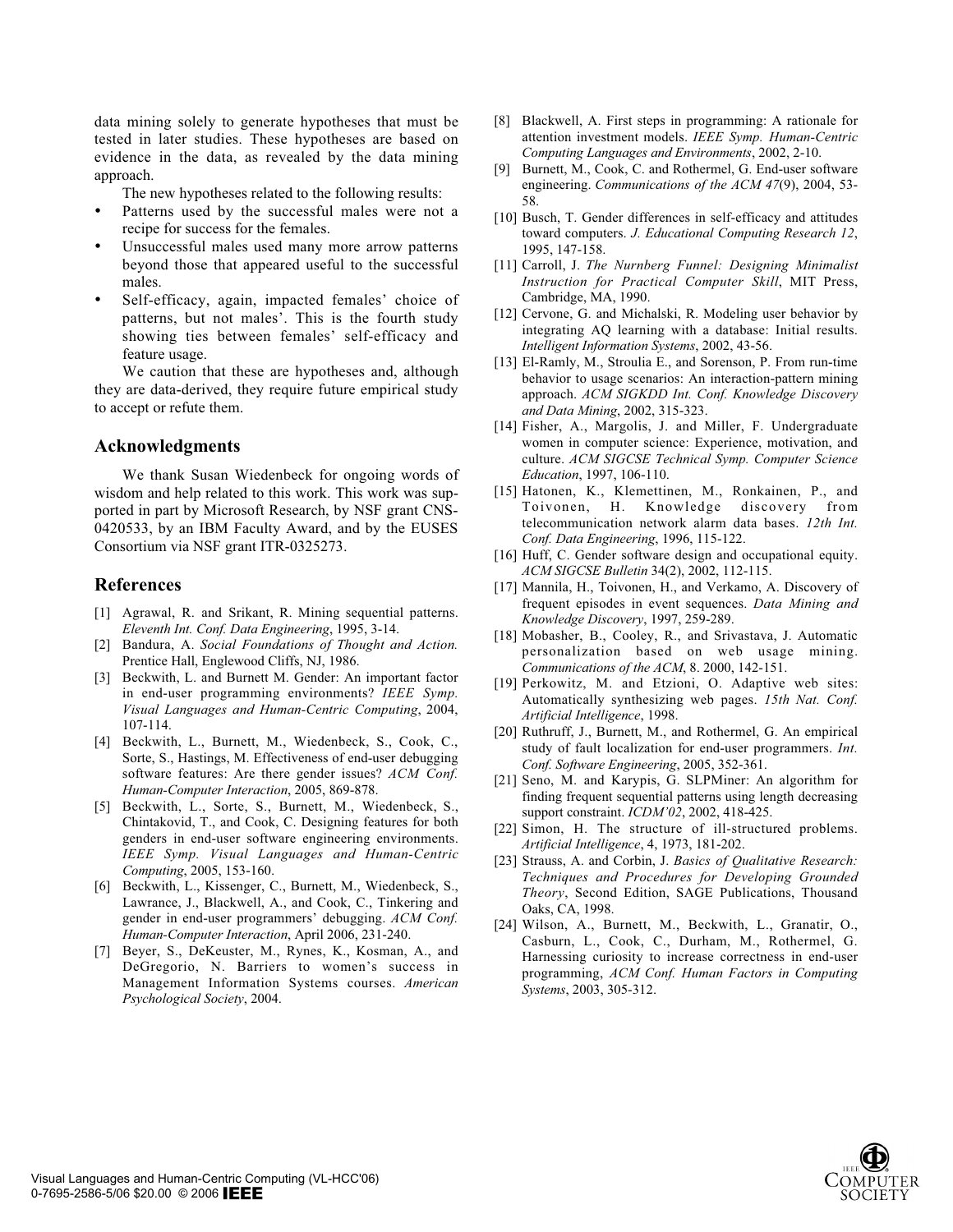data mining solely to generate hypotheses that must be tested in later studies. These hypotheses are based on evidence in the data, as revealed by the data mining approach.

The new hypotheses related to the following results:

- Patterns used by the successful males were not a recipe for success for the females.
- Unsuccessful males used many more arrow patterns beyond those that appeared useful to the successful males.
- Self-efficacy, again, impacted females' choice of patterns, but not males'. This is the fourth study showing ties between females' self-efficacy and feature usage.

We caution that these are hypotheses and, although they are data-derived, they require future empirical study to accept or refute them.

## Acknowledgments

We thank Susan Wiedenbeck for ongoing words of wisdom and help related to this work. This work was supported in part by Microsoft Research, by NSF grant CNS-0420533, by an IBM Faculty Award, and by the EUSES Consortium via NSF grant ITR-0325273.

## References

[1] Agrawal, R. and Srikant, R. Mining sequential patterns. *Eleventh Int. Conf. Data Engineering*, 1995, 3-14.

[2] Bandura, A. *Social Foundations of Thought and Action.* Prentice Hall, Englewood Cliffs, NJ, 1986.

[3] Beckwith, L. and Burnett M. Gender: An important factor in end-user programming environments? *IEEE Symp. Visual Languages and Human-Centric Computing*, 2004, 107-114.

[4] Beckwith, L., Burnett, M., Wiedenbeck, S., Cook, C., Sorte, S., Hastings, M. Effectiveness of end-user debugging software features: Are there gender issues? *ACM Conf. Human-Computer Interaction*, 2005, 869-878.

[5] Beckwith, L., Sorte, S., Burnett, M., Wiedenbeck, S., Chintakovid, T., and Cook, C. Designing features for both genders in end-user software engineering environments. *IEEE Symp. Visual Languages and Human-Centric Computing*, 2005, 153-160.

[6] Beckwith, L., Kissenger, C., Burnett, M., Wiedenbeck, S., Lawrance, J., Blackwell, A., and Cook, C., Tinkering and gender in end-user programmers' debugging. *ACM Conf. Human-Computer Interaction*, April 2006, 231-240.

[7] Beyer, S., DeKeuster, M., Rynes, K., Kosman, A., and DeGregorio, N. Barriers to women's success in Management Information Systems courses. *American Psychological Society*, 2004.

[8] Blackwell, A. First steps in programming: A rationale for attention investment models. *IEEE Symp. Human-Centric Computing Languages and Environments*, 2002, 2-10.

[9] Burnett, M., Cook, C. and Rothermel, G. End-user software engineering. *Communications of the ACM 47*(9), 2004, 53-58.

[10] Busch, T. Gender differences in self-efficacy and attitudes toward computers. *J. Educational Computing Research 12*, 1995, 147-158.

[11] Carroll, J. *The Nurnberg Funnel: Designing Minimalist Instruction for Practical Computer Skill*, MIT Press, Cambridge, MA, 1990.

[12] Cervone, G. and Michalski, R. Modeling user behavior by integrating AQ learning with a database: Initial results. *Intelligent Information Systems*, 2002, 43-56.

[13] El-Ramly, M., Stroulia E., and Sorenson, P. From run-time behavior to usage scenarios: An interaction-pattern mining approach. *ACM SIGKDD Int. Conf. Knowledge Discovery and Data Mining*, 2002, 315-323.

[14] Fisher, A., Margolis, J. and Miller, F. Undergraduate women in computer science: Experience, motivation, and culture. *ACM SIGCSE Technical Symp. Computer Science Education*, 1997, 106-110.

[15] Hatonen, K., Klemettinen, M., Ronkainen, P., and Toivonen, H. Knowledge discovery from telecommunication network alarm data bases. *12th Int. Conf. Data Engineering*, 1996, 115-122.

[16] Huff, C. Gender software design and occupational equity. *ACM SIGCSE Bulletin* 34(2), 2002, 112-115.

[17] Mannila, H., Toivonen, H., and Verkamo, A. Discovery of frequent episodes in event sequences. *Data Mining and Knowledge Discovery*, 1997, 259-289.

[18] Mobasher, B., Cooley, R., and Srivastava, J. Automatic personalization based on web usage mining. *Communications of the ACM*, 8. 2000, 142-151.

[19] Perkowitz, M. and Etzioni, O. Adaptive web sites: Automatically synthesizing web pages. *15th Nat. Conf. Artificial Intelligence*, 1998.

[20] Ruthruff, J., Burnett, M., and Rothermel, G. An empirical study of fault localization for end-user programmers. *Int. Conf. Software Engineering*, 2005, 352-361.

[21] Seno, M. and Karypis, G. SLPMiner: An algorithm for finding frequent sequential patterns using length decreasing support constraint. *ICDM'02*, 2002, 418-425.

[22] Simon, H. The structure of ill-structured problems. *Artificial Intelligence*, 4, 1973, 181-202.

[23] Strauss, A. and Corbin, J. *Basics of Qualitative Research: Techniques and Procedures for Developing Grounded Theory*, Second Edition, SAGE Publications, Thousand Oaks, CA, 1998.

[24] Wilson, A., Burnett, M., Beckwith, L., Granatir, O., Casburn, L., Cook, C., Durham, M., Rothermel, G. Harnessing curiosity to increase correctness in end-user programming, *ACM Conf. Human Factors in Computing Systems*, 2003, 305-312.